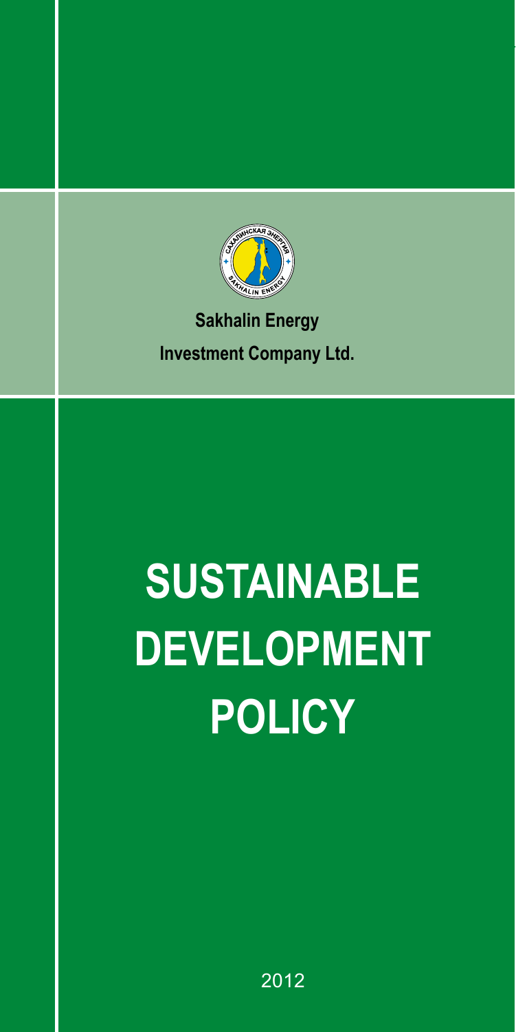**Sakhalin Energy**

**Investment Company Ltd.**

# SUSTAINABLE DEVELOPMENT POLICY

2012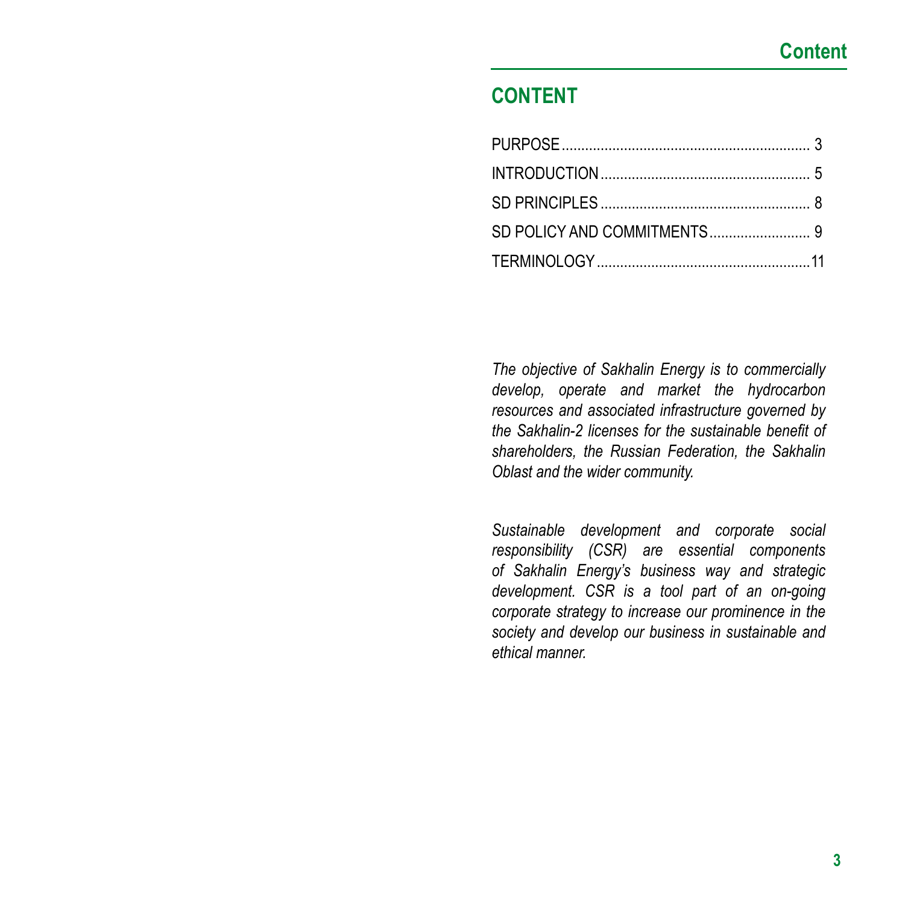## CONTENT

| | |
|---|---|
| PURPOSE | 3 |
| INTRODUCTION | 5 |
| SD PRINCIPLES | 8 |
| SD POLICY AND COMMITMENTS | 9 |
| TERMINOLOGY | 11 |

*The objective of Sakhalin Energy is to commercially develop, operate and market the hydrocarbon resources and associated infrastructure governed by the Sakhalin-2 licenses for the sustainable benefit of shareholders, the Russian Federation, the Sakhalin Oblast and the wider community.*

*Sustainable development and corporate social responsibility (CSR) are essential components of Sakhalin Energy's business way and strategic development. CSR is a tool part of an on-going corporate strategy to increase our prominence in the society and develop our business in sustainable and ethical manner.*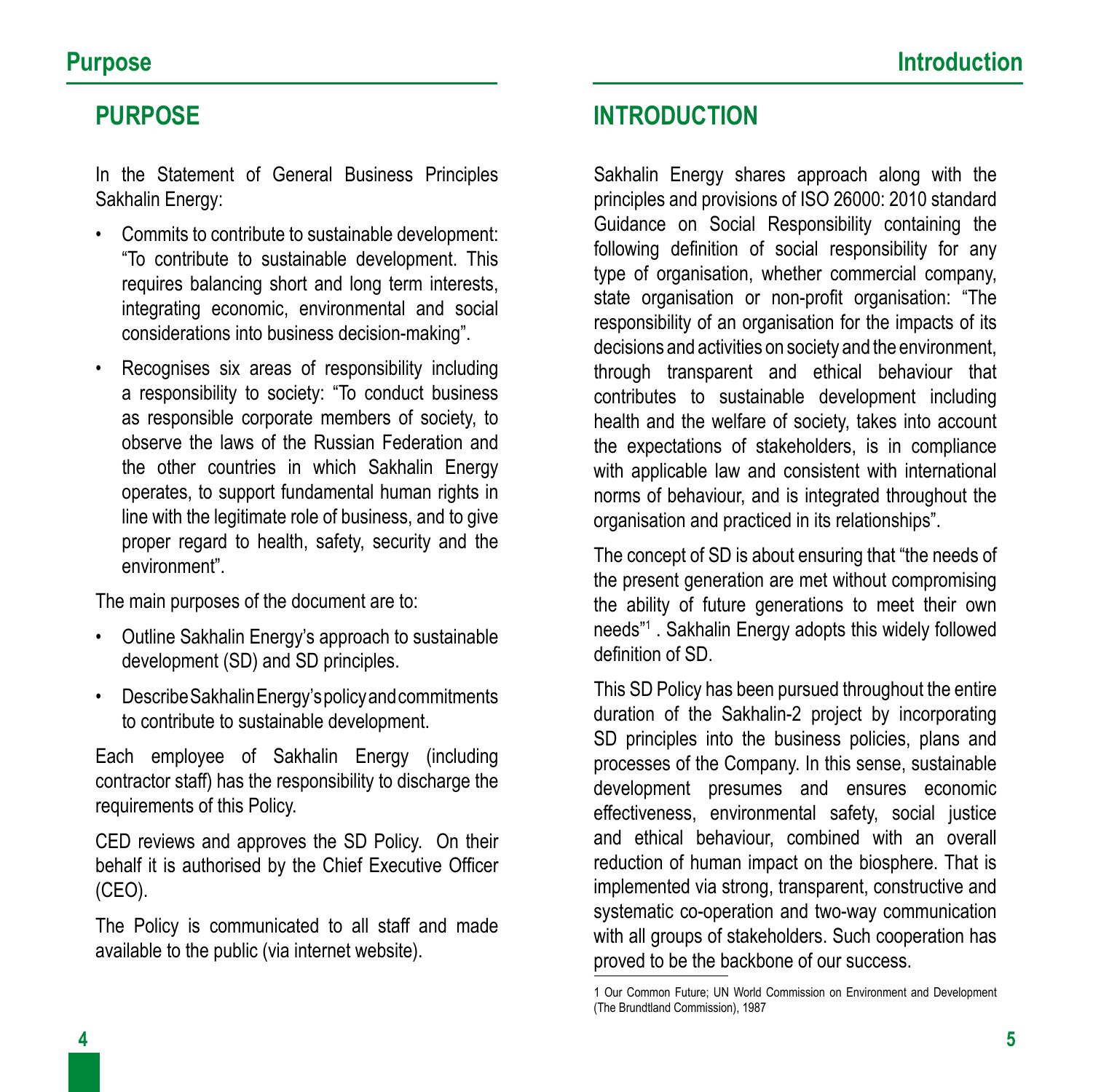## PURPOSE

In the Statement of General Business Principles Sakhalin Energy:

- Commits to contribute to sustainable development: "To contribute to sustainable development. This requires balancing short and long term interests, integrating economic, environmental and social considerations into business decision-making".
- Recognises six areas of responsibility including a responsibility to society: "To conduct business as responsible corporate members of society, to observe the laws of the Russian Federation and the other countries in which Sakhalin Energy operates, to support fundamental human rights in line with the legitimate role of business, and to give proper regard to health, safety, security and the environment".

The main purposes of the document are to:

- Outline Sakhalin Energy's approach to sustainable development (SD) and SD principles.
- Describe Sakhalin Energy's policy and commitments to contribute to sustainable development.

Each employee of Sakhalin Energy (including contractor staff) has the responsibility to discharge the requirements of this Policy.

CED reviews and approves the SD Policy. On their behalf it is authorised by the Chief Executive Officer (CEO).

The Policy is communicated to all staff and made available to the public (via internet website).

## INTRODUCTION

Sakhalin Energy shares approach along with the principles and provisions of ISO 26000: 2010 standard Guidance on Social Responsibility containing the following definition of social responsibility for any type of organisation, whether commercial company, state organisation or non-profit organisation: "The responsibility of an organisation for the impacts of its decisions and activities on society and the environment, through transparent and ethical behaviour that contributes to sustainable development including health and the welfare of society, takes into account the expectations of stakeholders, is in compliance with applicable law and consistent with international norms of behaviour, and is integrated throughout the organisation and practiced in its relationships".

The concept of SD is about ensuring that "the needs of the present generation are met without compromising the ability of future generations to meet their own needs"[1] . Sakhalin Energy adopts this widely followed definition of SD.

This SD Policy has been pursued throughout the entire duration of the Sakhalin-2 project by incorporating SD principles into the business policies, plans and processes of the Company. In this sense, sustainable development presumes and ensures economic effectiveness, environmental safety, social justice and ethical behaviour, combined with an overall reduction of human impact on the biosphere. That is implemented via strong, transparent, constructive and systematic co-operation and two-way communication with all groups of stakeholders. Such cooperation has proved to be the backbone of our success.

1 Our Common Future; UN World Commission on Environment and Development (The Brundtland Commission), 1987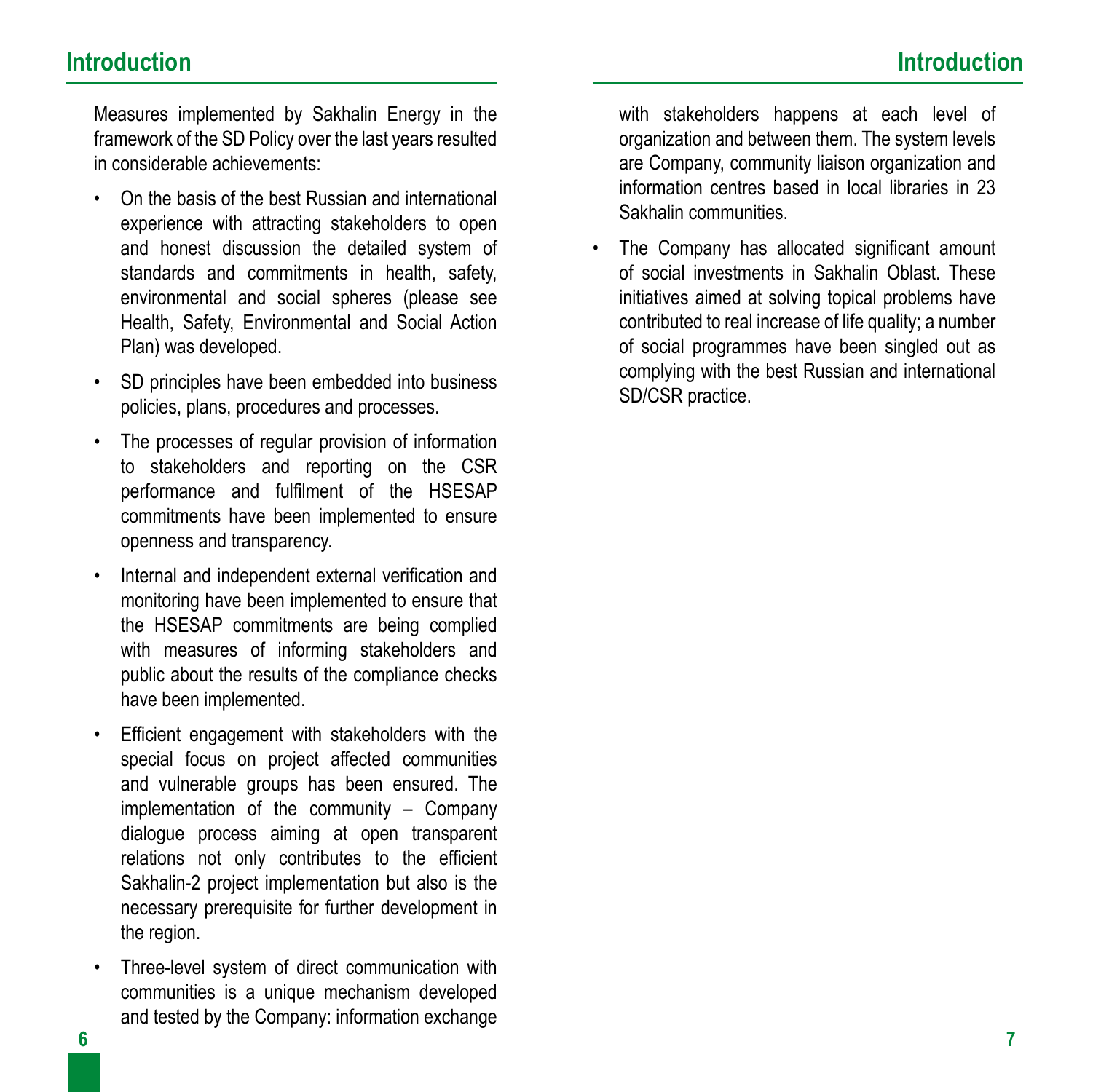Measures implemented by Sakhalin Energy in the framework of the SD Policy over the last years resulted in considerable achievements:

- On the basis of the best Russian and international experience with attracting stakeholders to open and honest discussion the detailed system of standards and commitments in health, safety, environmental and social spheres (please see Health, Safety, Environmental and Social Action Plan) was developed.
- SD principles have been embedded into business policies, plans, procedures and processes.
- The processes of regular provision of information to stakeholders and reporting on the CSR performance and fulfilment of the HSESAP commitments have been implemented to ensure openness and transparency.
- Internal and independent external verification and monitoring have been implemented to ensure that the HSESAP commitments are being complied with measures of informing stakeholders and public about the results of the compliance checks have been implemented.
- Efficient engagement with stakeholders with the special focus on project affected communities and vulnerable groups has been ensured. The implementation of the community – Company dialogue process aiming at open transparent relations not only contributes to the efficient Sakhalin-2 project implementation but also is the necessary prerequisite for further development in the region.
- Three-level system of direct communication with communities is a unique mechanism developed and tested by the Company: information exchange with stakeholders happens at each level of organization and between them. The system levels are Company, community liaison organization and information centres based in local libraries in 23 Sakhalin communities.
- The Company has allocated significant amount of social investments in Sakhalin Oblast. These initiatives aimed at solving topical problems have contributed to real increase of life quality; a number of social programmes have been singled out as complying with the best Russian and international SD/CSR practice.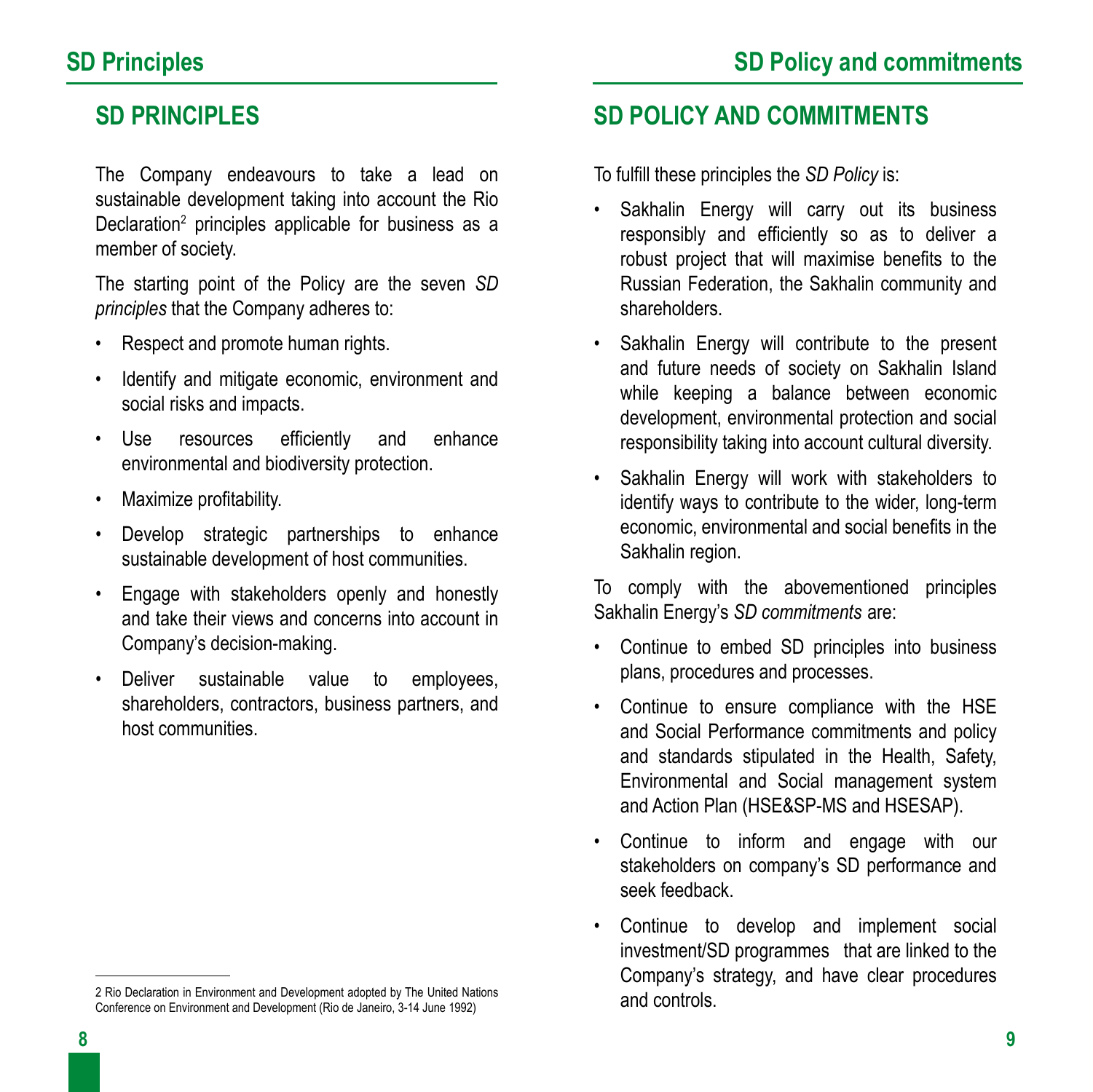## SD PRINCIPLES

The Company endeavours to take a lead on sustainable development taking into account the Rio Declaration[2] principles applicable for business as a member of society.

The starting point of the Policy are the seven *SD principles* that the Company adheres to:

- Respect and promote human rights.
- Identify and mitigate economic, environment and social risks and impacts.
- Use resources efficiently and enhance environmental and biodiversity protection.
- Maximize profitability.
- Develop strategic partnerships to enhance sustainable development of host communities.
- Engage with stakeholders openly and honestly and take their views and concerns into account in Company's decision-making.
- Deliver sustainable value to employees, shareholders, contractors, business partners, and host communities.

2 Rio Declaration in Environment and Development adopted by The United Nations Conference on Environment and Development (Rio de Janeiro, 3-14 June 1992)

## SD POLICY AND COMMITMENTS

To fulfill these principles the *SD Policy* is:

- Sakhalin Energy will carry out its business responsibly and efficiently so as to deliver a robust project that will maximise benefits to the Russian Federation, the Sakhalin community and shareholders.
- Sakhalin Energy will contribute to the present and future needs of society on Sakhalin Island while keeping a balance between economic development, environmental protection and social responsibility taking into account cultural diversity.
- Sakhalin Energy will work with stakeholders to identify ways to contribute to the wider, long-term economic, environmental and social benefits in the Sakhalin region.

To comply with the abovementioned principles Sakhalin Energy's *SD commitments* are:

- Continue to embed SD principles into business plans, procedures and processes.
- Continue to ensure compliance with the HSE and Social Performance commitments and policy and standards stipulated in the Health, Safety, Environmental and Social management system and Action Plan (HSE&SP-MS and HSESAP).
- Continue to inform and engage with our stakeholders on company's SD performance and seek feedback.
- Continue to develop and implement social investment/SD programmes that are linked to the Company's strategy, and have clear procedures and controls.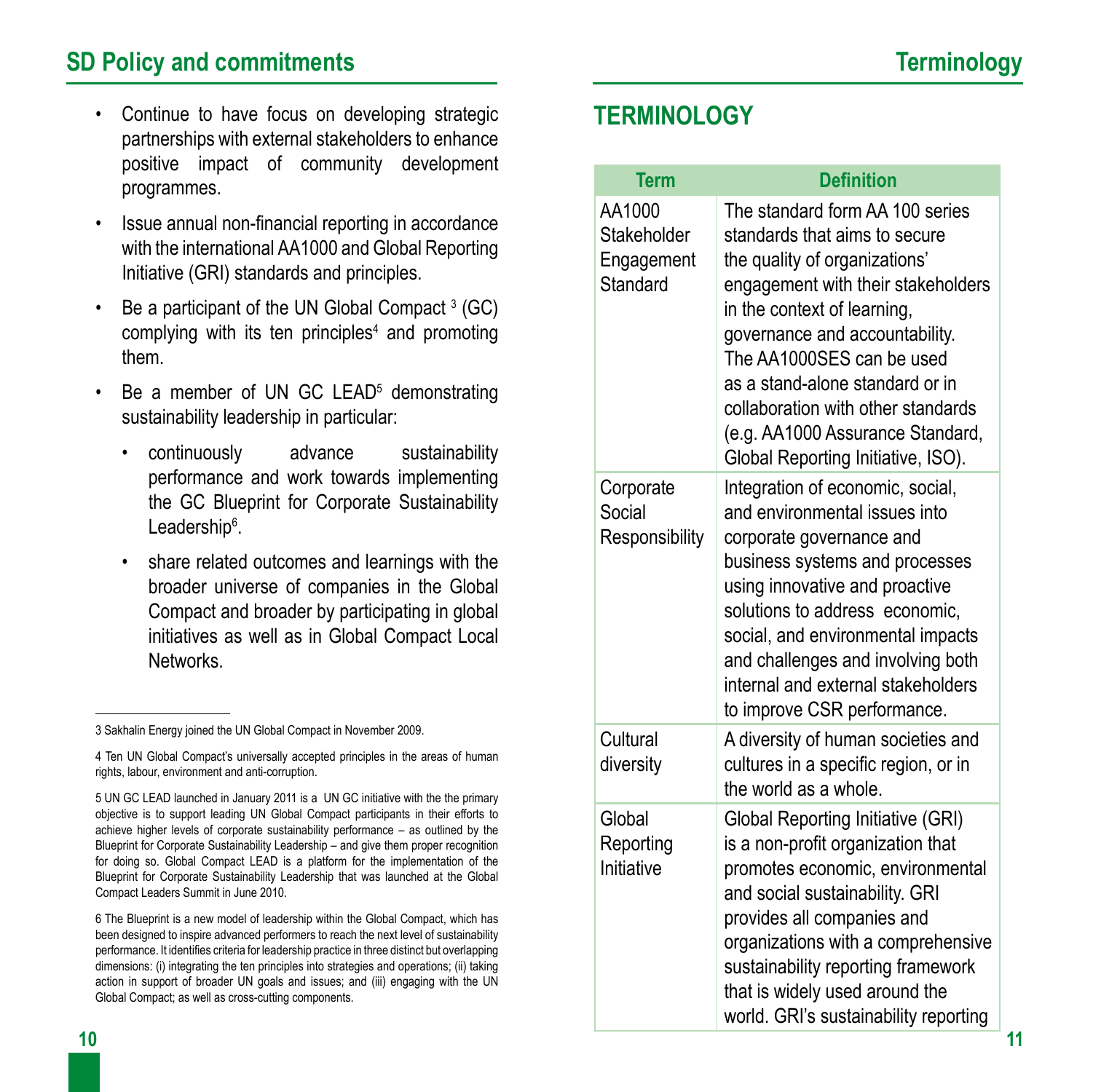- Continue to have focus on developing strategic partnerships with external stakeholders to enhance positive impact of community development programmes.
- Issue annual non-financial reporting in accordance with the international AA1000 and Global Reporting Initiative (GRI) standards and principles.
- Be a participant of the UN Global Compact [3] (GC) complying with its ten principles[4] and promoting them.
- Be a member of UN GC LEAD[5] demonstrating sustainability leadership in particular:
  - continuously advance sustainability performance and work towards implementing the GC Blueprint for Corporate Sustainability Leadership[6].
  - share related outcomes and learnings with the broader universe of companies in the Global Compact and broader by participating in global initiatives as well as in Global Compact Local Networks.

3 Sakhalin Energy joined the UN Global Compact in November 2009.

4 Ten UN Global Compact's universally accepted principles in the areas of human rights, labour, environment and anti-corruption.

5 UN GC LEAD launched in January 2011 is a UN GC initiative with the the primary objective is to support leading UN Global Compact participants in their efforts to achieve higher levels of corporate sustainability performance – as outlined by the Blueprint for Corporate Sustainability Leadership – and give them proper recognition for doing so. Global Compact LEAD is a platform for the implementation of the Blueprint for Corporate Sustainability Leadership that was launched at the Global Compact Leaders Summit in June 2010.

6 The Blueprint is a new model of leadership within the Global Compact, which has been designed to inspire advanced performers to reach the next level of sustainability performance. It identifies criteria for leadership practice in three distinct but overlapping dimensions: (i) integrating the ten principles into strategies and operations; (ii) taking action in support of broader UN goals and issues; and (iii) engaging with the UN Global Compact; as well as cross-cutting components.

## TERMINOLOGY

| Term | Definition |
|---|---|
| AA1000 Stakeholder Engagement Standard | The standard form AA 100 series standards that aims to secure the quality of organizations' engagement with their stakeholders in the context of learning, governance and accountability. The AA1000SES can be used as a stand-alone standard or in collaboration with other standards (e.g. AA1000 Assurance Standard, Global Reporting Initiative, ISO). |
| Corporate Social Responsibility | Integration of economic, social, and environmental issues into corporate governance and business systems and processes using innovative and proactive solutions to address economic, social, and environmental impacts and challenges and involving both internal and external stakeholders to improve CSR performance. |
| Cultural diversity | A diversity of human societies and cultures in a specific region, or in the world as a whole. |
| Global Reporting Initiative | Global Reporting Initiative (GRI) is a non-profit organization that promotes economic, environmental and social sustainability. GRI provides all companies and organizations with a comprehensive sustainability reporting framework that is widely used around the world. GRI's sustainability reporting |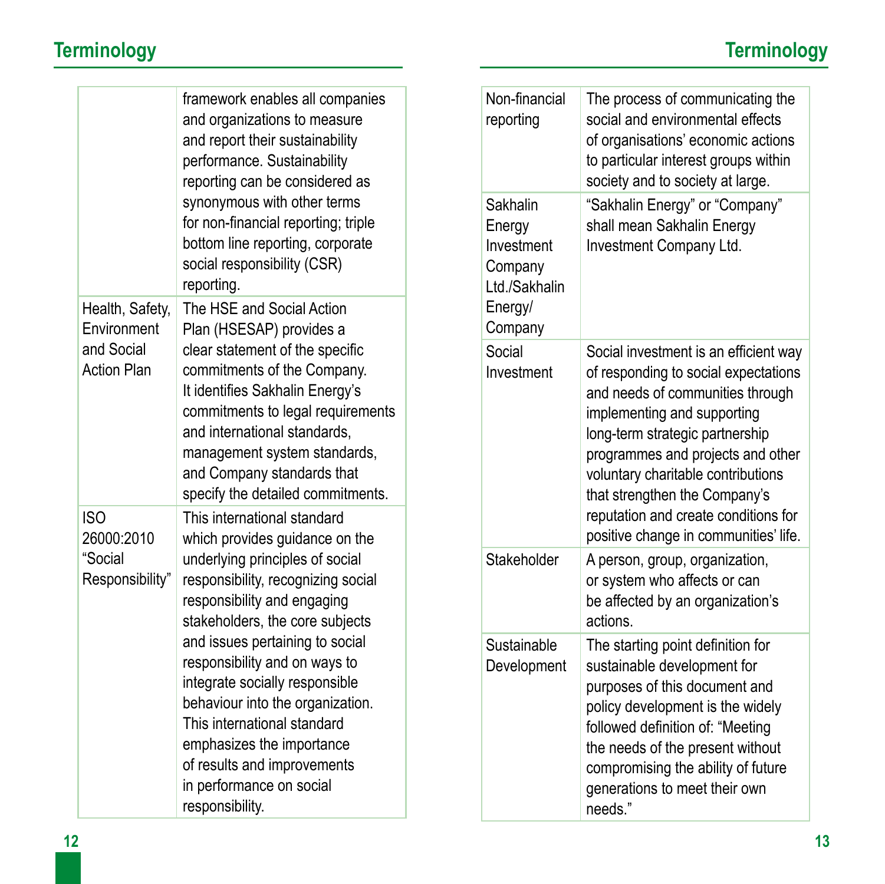## Terminology

| | |
|---|---|
| | framework enables all companies and organizations to measure and report their sustainability performance. Sustainability reporting can be considered as synonymous with other terms for non-financial reporting; triple bottom line reporting, corporate social responsibility (CSR) reporting. |
| Health, Safety, Environment and Social Action Plan | The HSE and Social Action Plan (HSESAP) provides a clear statement of the specific commitments of the Company. It identifies Sakhalin Energy's commitments to legal requirements and international standards, management system standards, and Company standards that specify the detailed commitments. |
| ISO 26000:2010 "Social Responsibility" | This international standard which provides guidance on the underlying principles of social responsibility, recognizing social responsibility and engaging stakeholders, the core subjects and issues pertaining to social responsibility and on ways to integrate socially responsible behaviour into the organization. This international standard emphasizes the importance of results and improvements in performance on social responsibility. |
| Non-financial reporting | The process of communicating the social and environmental effects of organisations' economic actions to particular interest groups within society and to society at large. |
| Sakhalin Energy Investment Company Ltd./Sakhalin Energy/ Company | "Sakhalin Energy" or "Company" shall mean Sakhalin Energy Investment Company Ltd. |
| Social Investment | Social investment is an efficient way of responding to social expectations and needs of communities through implementing and supporting long-term strategic partnership programmes and projects and other voluntary charitable contributions that strengthen the Company's reputation and create conditions for positive change in communities' life. |
| Stakeholder | A person, group, organization, or system who affects or can be affected by an organization's actions. |
| Sustainable Development | The starting point definition for sustainable development for purposes of this document and policy development is the widely followed definition of: "Meeting the needs of the present without compromising the ability of future generations to meet their own needs." |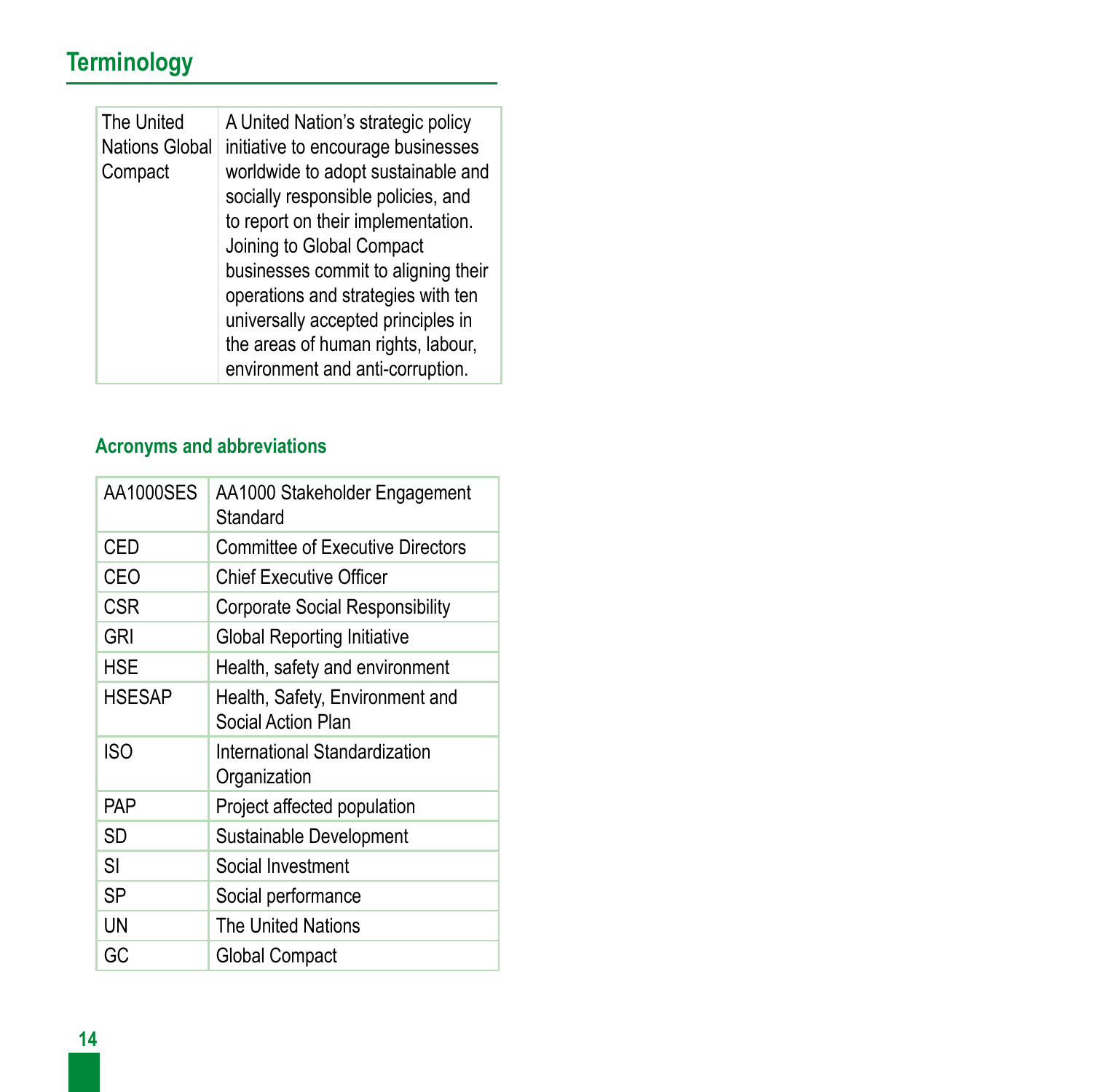## Terminology

| | |
|---|---|
| The United Nations Global Compact | A United Nation's strategic policy initiative to encourage businesses worldwide to adopt sustainable and socially responsible policies, and to report on their implementation. Joining to Global Compact businesses commit to aligning their operations and strategies with ten universally accepted principles in the areas of human rights, labour, environment and anti-corruption. |

### Acronyms and abbreviations

| | |
|---|---|
| AA1000SES | AA1000 Stakeholder Engagement Standard |
| CED | Committee of Executive Directors |
| CEO | Chief Executive Officer |
| CSR | Corporate Social Responsibility |
| GRI | Global Reporting Initiative |
| HSE | Health, safety and environment |
| HSESAP | Health, Safety, Environment and Social Action Plan |
| ISO | International Standardization Organization |
| PAP | Project affected population |
| SD | Sustainable Development |
| SI | Social Investment |
| SP | Social performance |
| UN | The United Nations |
| GC | Global Compact |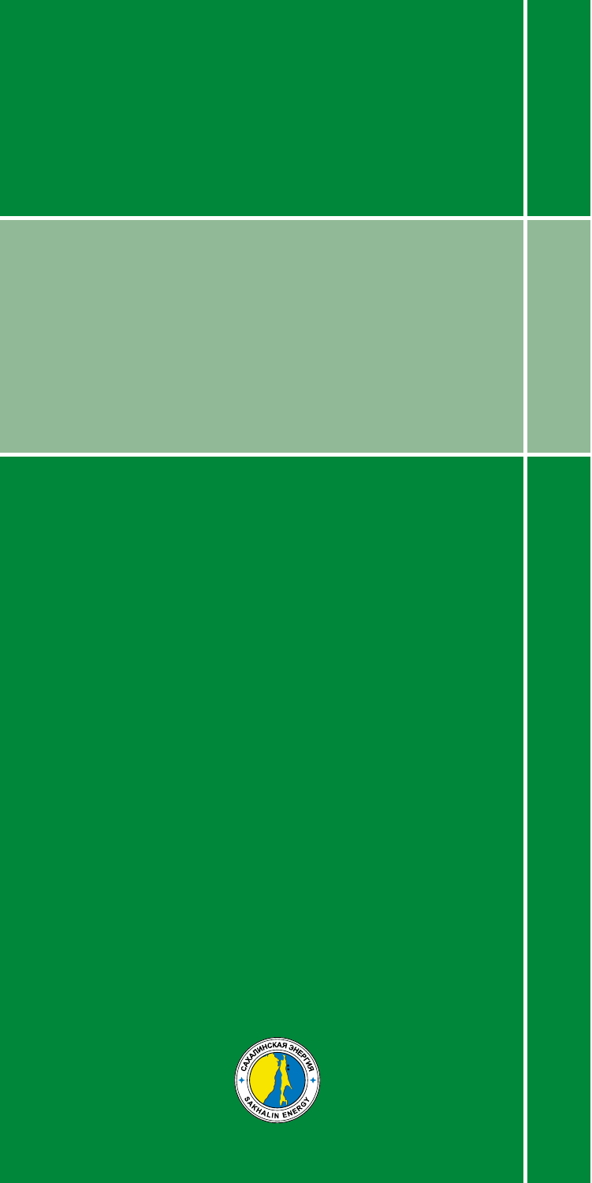САХАЛИНСКАЯ ЭНЕРГИЯ

SAKHALIN ENERGY